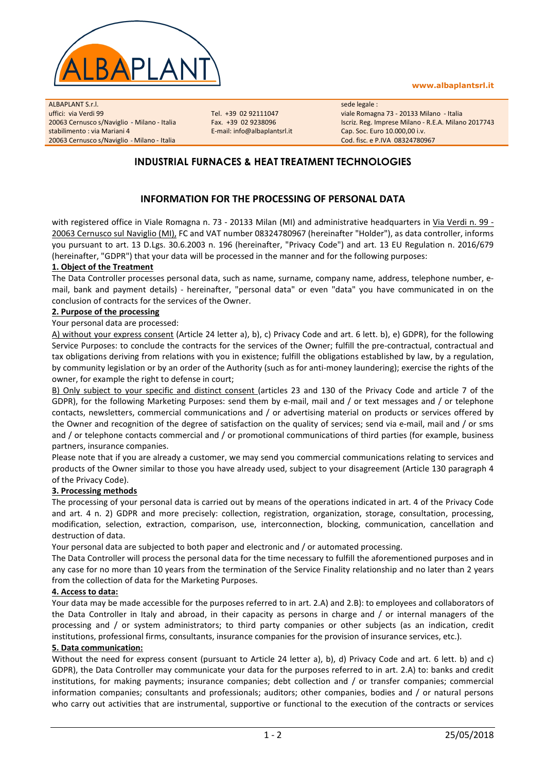ALBAPLANT

www.albaplantsrl.it

ALBAPLANT S.r.l.
uffici: via Verdi 99
20063 Cernusco s/Naviglio - Milano - Italia
stabilimento : via Mariani 4
20063 Cernusco s/Naviglio - Milano - Italia

Tel. +39 02 92111047
Fax. +39 02 9238096
E-mail: info@albaplantsrl.it

sede legale :
viale Romagna 73 - 20133 Milano - Italia
Iscriz. Reg. Imprese Milano - R.E.A. Milano 2017743
Cap. Soc. Euro 10.000,00 i.v.
Cod. fisc. e P.IVA 08324780967

## INDUSTRIAL FURNACES & HEAT TREATMENT TECHNOLOGIES

# INFORMATION FOR THE PROCESSING OF PERSONAL DATA

with registered office in Viale Romagna n. 73 - 20133 Milan (MI) and administrative headquarters in Via Verdi n. 99 - 20063 Cernusco sul Naviglio (MI), FC and VAT number 08324780967 (hereinafter "Holder"), as data controller, informs you pursuant to art. 13 D.Lgs. 30.6.2003 n. 196 (hereinafter, "Privacy Code") and art. 13 EU Regulation n. 2016/679 (hereinafter, "GDPR") that your data will be processed in the manner and for the following purposes:

**1. Object of the Treatment**

The Data Controller processes personal data, such as name, surname, company name, address, telephone number, e-mail, bank and payment details) - hereinafter, "personal data" or even "data" you have communicated in on the conclusion of contracts for the services of the Owner.

**2. Purpose of the processing**

Your personal data are processed:

A) without your express consent (Article 24 letter a), b), c) Privacy Code and art. 6 lett. b), e) GDPR), for the following Service Purposes: to conclude the contracts for the services of the Owner; fulfill the pre-contractual, contractual and tax obligations deriving from relations with you in existence; fulfill the obligations established by law, by a regulation, by community legislation or by an order of the Authority (such as for anti-money laundering); exercise the rights of the owner, for example the right to defense in court;

B) Only subject to your specific and distinct consent (articles 23 and 130 of the Privacy Code and article 7 of the GDPR), for the following Marketing Purposes: send them by e-mail, mail and / or text messages and / or telephone contacts, newsletters, commercial communications and / or advertising material on products or services offered by the Owner and recognition of the degree of satisfaction on the quality of services; send via e-mail, mail and / or sms and / or telephone contacts commercial and / or promotional communications of third parties (for example, business partners, insurance companies.

Please note that if you are already a customer, we may send you commercial communications relating to services and products of the Owner similar to those you have already used, subject to your disagreement (Article 130 paragraph 4 of the Privacy Code).

**3. Processing methods**

The processing of your personal data is carried out by means of the operations indicated in art. 4 of the Privacy Code and art. 4 n. 2) GDPR and more precisely: collection, registration, organization, storage, consultation, processing, modification, selection, extraction, comparison, use, interconnection, blocking, communication, cancellation and destruction of data.

Your personal data are subjected to both paper and electronic and / or automated processing.

The Data Controller will process the personal data for the time necessary to fulfill the aforementioned purposes and in any case for no more than 10 years from the termination of the Service Finality relationship and no later than 2 years from the collection of data for the Marketing Purposes.

**4. Access to data:**

Your data may be made accessible for the purposes referred to in art. 2.A) and 2.B): to employees and collaborators of the Data Controller in Italy and abroad, in their capacity as persons in charge and / or internal managers of the processing and / or system administrators; to third party companies or other subjects (as an indication, credit institutions, professional firms, consultants, insurance companies for the provision of insurance services, etc.).

**5. Data communication:**

Without the need for express consent (pursuant to Article 24 letter a), b), d) Privacy Code and art. 6 lett. b) and c) GDPR), the Data Controller may communicate your data for the purposes referred to in art. 2.A) to: banks and credit institutions, for making payments; insurance companies; debt collection and / or transfer companies; commercial information companies; consultants and professionals; auditors; other companies, bodies and / or natural persons who carry out activities that are instrumental, supportive or functional to the execution of the contracts or services

25/05/2018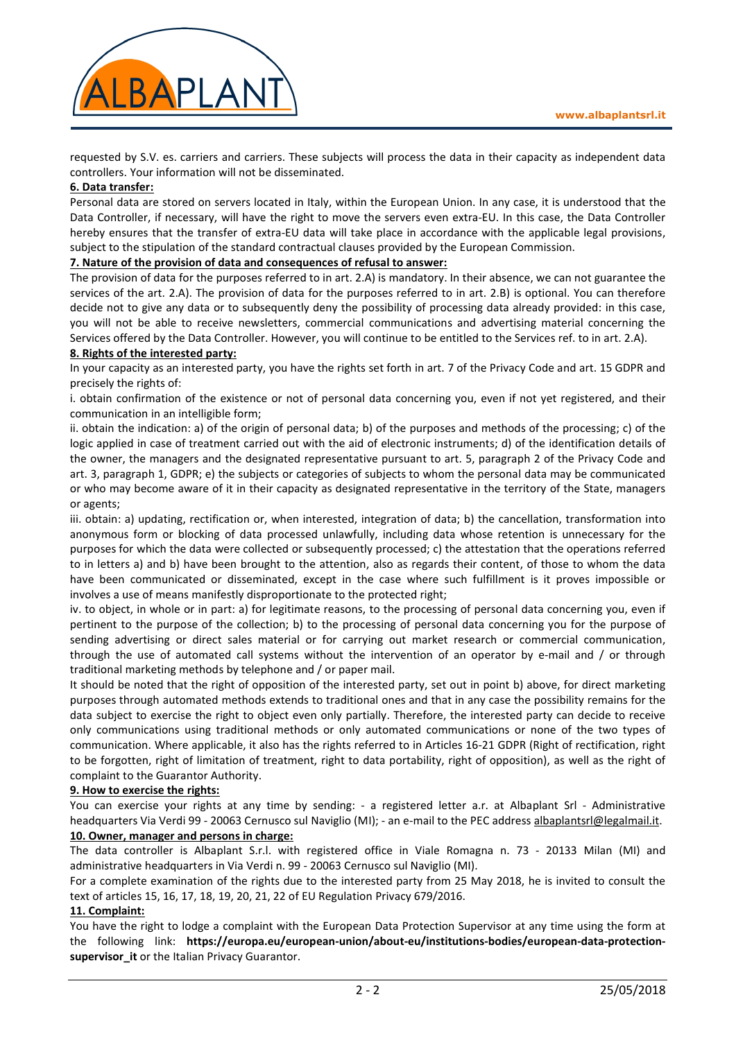requested by S.V. es. carriers and carriers. These subjects will process the data in their capacity as independent data controllers. Your information will not be disseminated.

**6. Data transfer:**

Personal data are stored on servers located in Italy, within the European Union. In any case, it is understood that the Data Controller, if necessary, will have the right to move the servers even extra-EU. In this case, the Data Controller hereby ensures that the transfer of extra-EU data will take place in accordance with the applicable legal provisions, subject to the stipulation of the standard contractual clauses provided by the European Commission.

**7. Nature of the provision of data and consequences of refusal to answer:**

The provision of data for the purposes referred to in art. 2.A) is mandatory. In their absence, we can not guarantee the services of the art. 2.A). The provision of data for the purposes referred to in art. 2.B) is optional. You can therefore decide not to give any data or to subsequently deny the possibility of processing data already provided: in this case, you will not be able to receive newsletters, commercial communications and advertising material concerning the Services offered by the Data Controller. However, you will continue to be entitled to the Services ref. to in art. 2.A).

**8. Rights of the interested party:**

In your capacity as an interested party, you have the rights set forth in art. 7 of the Privacy Code and art. 15 GDPR and precisely the rights of:

i. obtain confirmation of the existence or not of personal data concerning you, even if not yet registered, and their communication in an intelligible form;

ii. obtain the indication: a) of the origin of personal data; b) of the purposes and methods of the processing; c) of the logic applied in case of treatment carried out with the aid of electronic instruments; d) of the identification details of the owner, the managers and the designated representative pursuant to art. 5, paragraph 2 of the Privacy Code and art. 3, paragraph 1, GDPR; e) the subjects or categories of subjects to whom the personal data may be communicated or who may become aware of it in their capacity as designated representative in the territory of the State, managers or agents;

iii. obtain: a) updating, rectification or, when interested, integration of data; b) the cancellation, transformation into anonymous form or blocking of data processed unlawfully, including data whose retention is unnecessary for the purposes for which the data were collected or subsequently processed; c) the attestation that the operations referred to in letters a) and b) have been brought to the attention, also as regards their content, of those to whom the data have been communicated or disseminated, except in the case where such fulfillment is it proves impossible or involves a use of means manifestly disproportionate to the protected right;

iv. to object, in whole or in part: a) for legitimate reasons, to the processing of personal data concerning you, even if pertinent to the purpose of the collection; b) to the processing of personal data concerning you for the purpose of sending advertising or direct sales material or for carrying out market research or commercial communication, through the use of automated call systems without the intervention of an operator by e-mail and / or through traditional marketing methods by telephone and / or paper mail.

It should be noted that the right of opposition of the interested party, set out in point b) above, for direct marketing purposes through automated methods extends to traditional ones and that in any case the possibility remains for the data subject to exercise the right to object even only partially. Therefore, the interested party can decide to receive only communications using traditional methods or only automated communications or none of the two types of communication. Where applicable, it also has the rights referred to in Articles 16-21 GDPR (Right of rectification, right to be forgotten, right of limitation of treatment, right to data portability, right of opposition), as well as the right of complaint to the Guarantor Authority.

**9. How to exercise the rights:**

You can exercise your rights at any time by sending: - a registered letter a.r. at Albaplant Srl - Administrative headquarters Via Verdi 99 - 20063 Cernusco sul Naviglio (MI); - an e-mail to the PEC address albaplantsrl@legalmail.it.

**10. Owner, manager and persons in charge:**

The data controller is Albaplant S.r.l. with registered office in Viale Romagna n. 73 - 20133 Milan (MI) and administrative headquarters in Via Verdi n. 99 - 20063 Cernusco sul Naviglio (MI).

For a complete examination of the rights due to the interested party from 25 May 2018, he is invited to consult the text of articles 15, 16, 17, 18, 19, 20, 21, 22 of EU Regulation Privacy 679/2016.

**11. Complaint:**

You have the right to lodge a complaint with the European Data Protection Supervisor at any time using the form at the following link: **https://europa.eu/european-union/about-eu/institutions-bodies/european-data-protection-supervisor_it** or the Italian Privacy Guarantor.